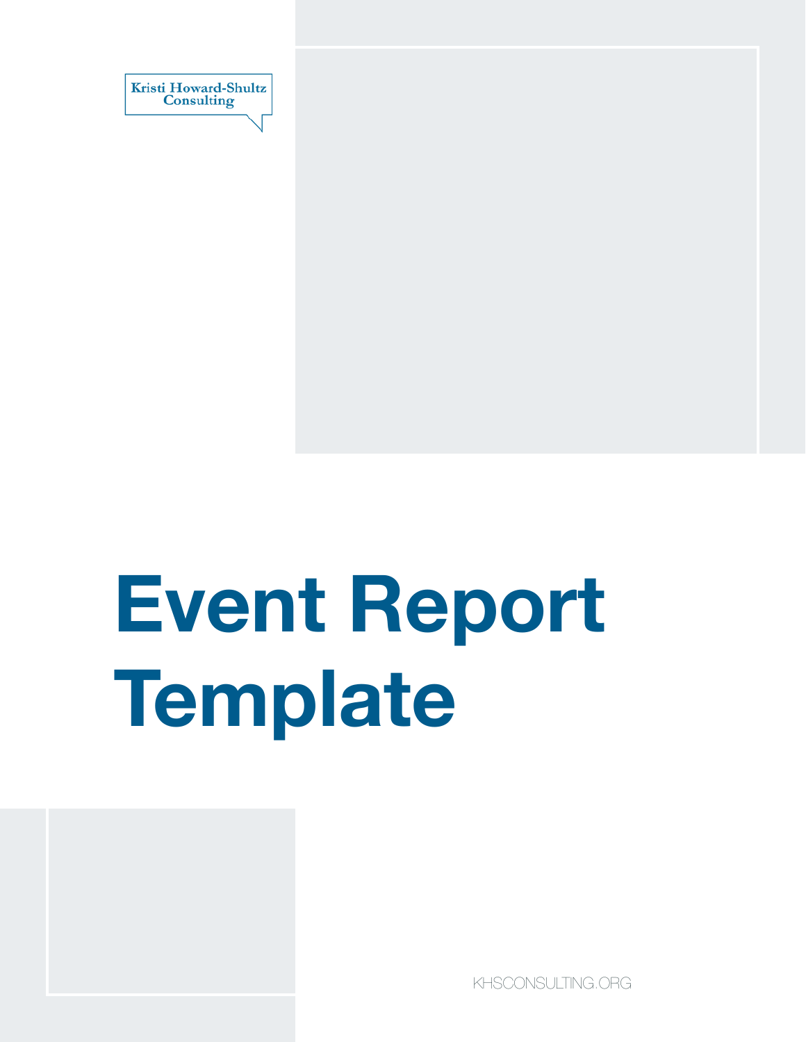Kristi Howard-Shultz Consulting

# Event Report Template

KHSCONSULTING.ORG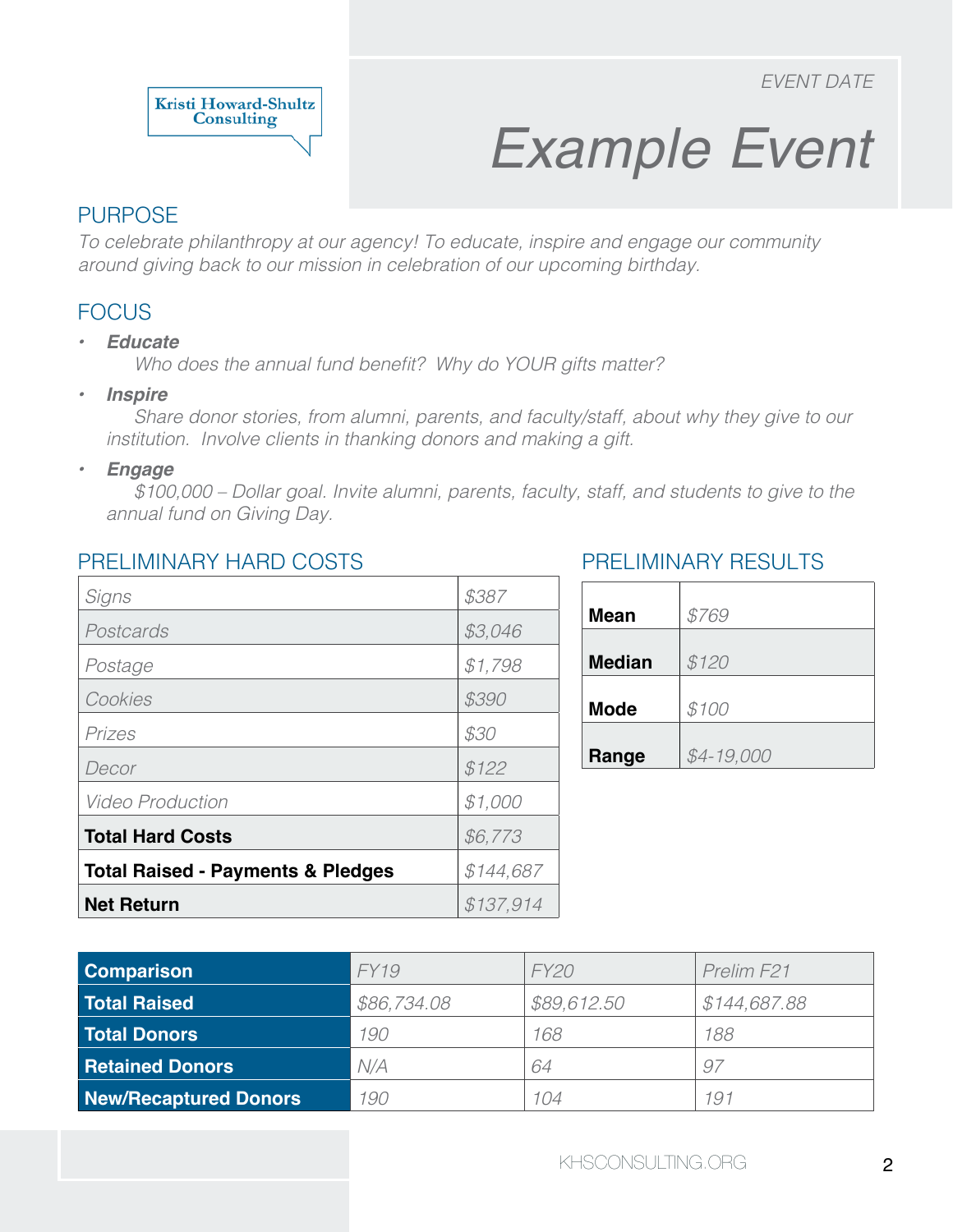Kristi Howard-Shultz Consulting

*EVENT DATE*

# *Example Event*

## PURPOSE

*To celebrate philanthropy at our agency! To educate, inspire and engage our community around giving back to our mission in celebration of our upcoming birthday.*

## FOCUS

- ***Educate***
  *Who does the annual fund benefit? Why do YOUR gifts matter?*
- ***Inspire***
  *Share donor stories, from alumni, parents, and faculty/staff, about why they give to our institution. Involve clients in thanking donors and making a gift.*
- ***Engage***
  *$100,000 – Dollar goal. Invite alumni, parents, faculty, staff, and students to give to the annual fund on Giving Day.*

## PRELIMINARY HARD COSTS

| | |
|---|---|
| *Signs* | *$387* |
| *Postcards* | *$3,046* |
| *Postage* | *$1,798* |
| *Cookies* | *$390* |
| *Prizes* | *$30* |
| *Decor* | *$122* |
| *Video Production* | *$1,000* |
| **Total Hard Costs** | *$6,773* |
| **Total Raised - Payments & Pledges** | *$144,687* |
| **Net Return** | *$137,914* |

## PRELIMINARY RESULTS

| | |
|---|---|
| **Mean** | *$769* |
| **Median** | *$120* |
| **Mode** | *$100* |
| **Range** | *$4-19,000* |

| **Comparison** | *FY19* | *FY20* | *Prelim F21* |
|---|---|---|---|
| **Total Raised** | *$86,734.08* | *$89,612.50* | *$144,687.88* |
| **Total Donors** | *190* | *168* | *188* |
| **Retained Donors** | *N/A* | *64* | *97* |
| **New/Recaptured Donors** | *190* | *104* | *191* |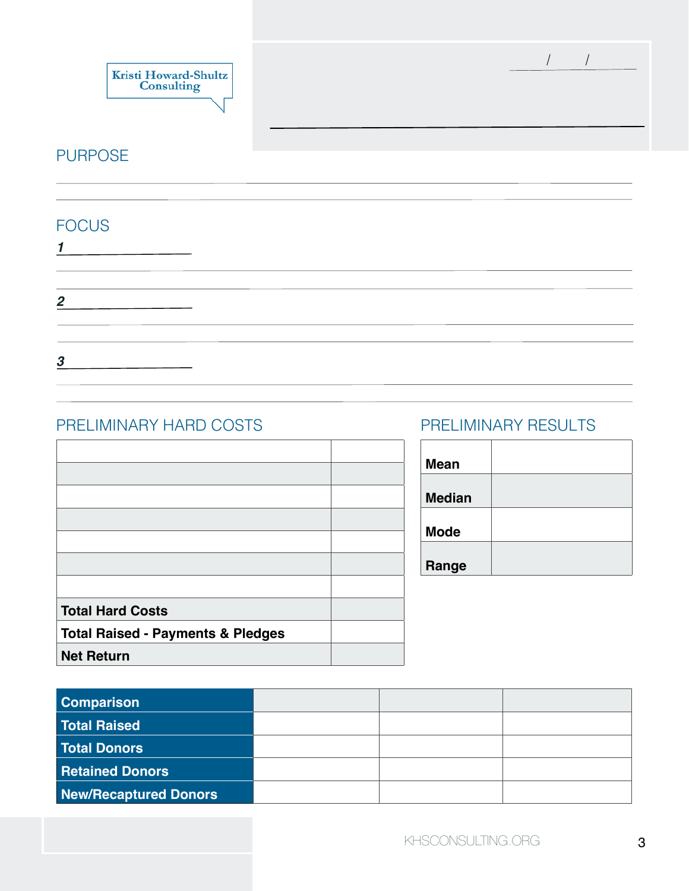Kristi Howard-Shultz Consulting

## PURPOSE

## FOCUS

*1*

*2*

*3*

## PRELIMINARY HARD COSTS

| | |
|---|---|
| | |
| | |
| | |
| | |
| | |
| | |
| | |
| **Total Hard Costs** | |
| **Total Raised - Payments & Pledges** | |
| **Net Return** | |

## PRELIMINARY RESULTS

| | |
|---|---|
| **Mean** | |
| **Median** | |
| **Mode** | |
| **Range** | |

| **Comparison** | | | |
|---|---|---|---|
| **Total Raised** | | | |
| **Total Donors** | | | |
| **Retained Donors** | | | |
| **New/Recaptured Donors** | | | |

KHSCONSULTING.ORG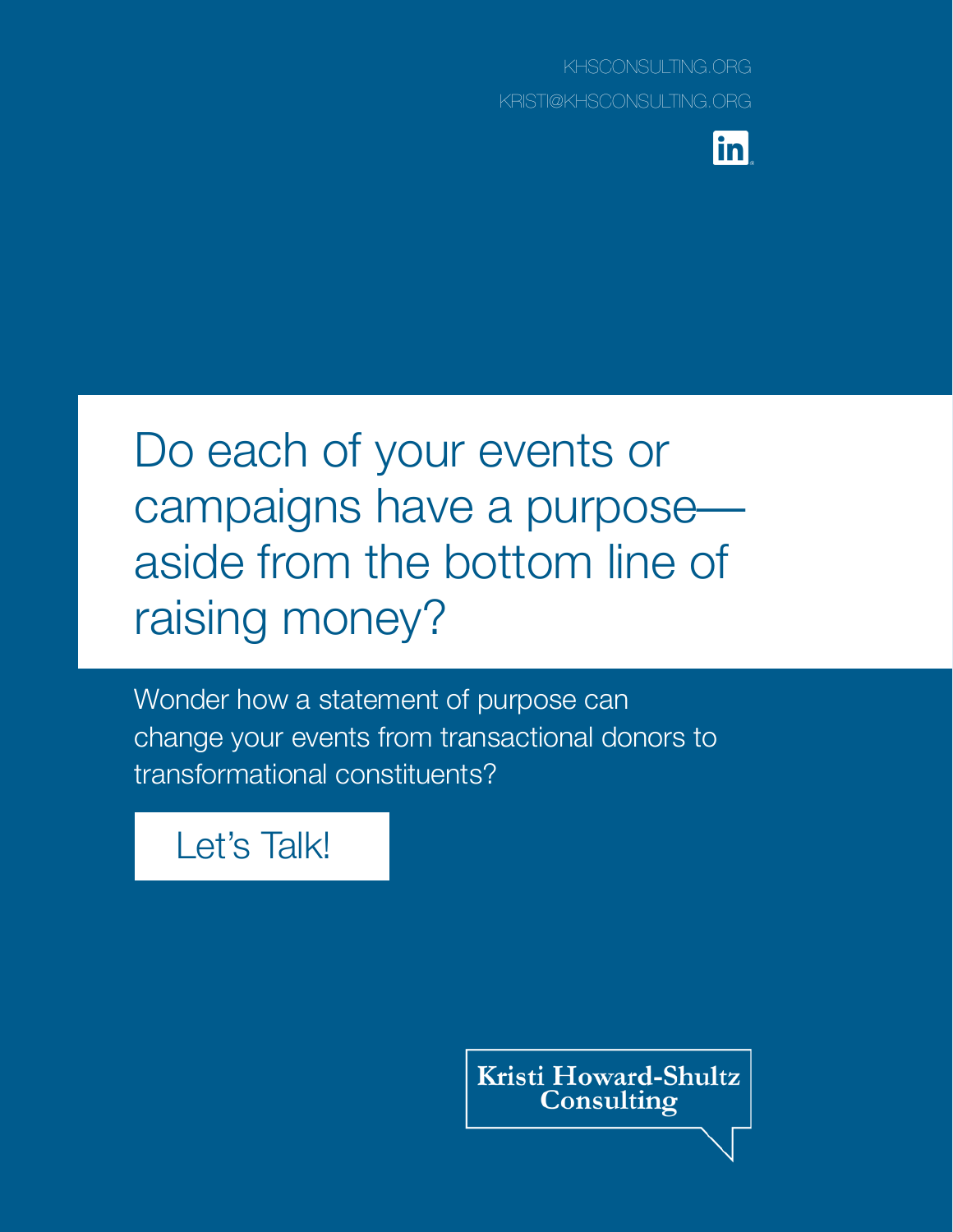KHSCONSULTING.ORG

KRISTI@KHSCONSULTING.ORG

# Do each of your events or campaigns have a purpose—aside from the bottom line of raising money?

Wonder how a statement of purpose can change your events from transactional donors to transformational constituents?

Let's Talk!

Kristi Howard-Shultz Consulting